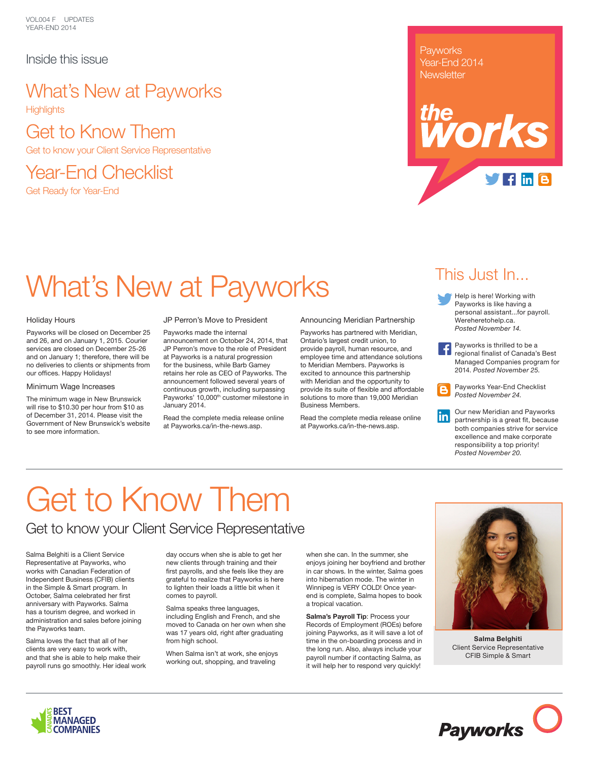VOL004 F UPDATES
YEAR-END 2014

Inside this issue

## What's New at Payworks
Highlights

## Get to Know Them
Get to know your Client Service Representative

## Year-End Checklist
Get Ready for Year-End

Payworks Year-End 2014 Newsletter

**the works**

# What's New at Payworks

### Holiday Hours

Payworks will be closed on December 25 and 26, and on January 1, 2015. Courier services are closed on December 25-26 and on January 1; therefore, there will be no deliveries to clients or shipments from our offices. Happy Holidays!

### Minimum Wage Increases

The minimum wage in New Brunswick will rise to $10.30 per hour from $10 as of December 31, 2014. Please visit the Government of New Brunswick's website to see more information.

### JP Perron's Move to President

Payworks made the internal announcement on October 24, 2014, that JP Perron's move to the role of President at Payworks is a natural progression for the business, while Barb Gamey retains her role as CEO of Payworks. The announcement followed several years of continuous growth, including surpassing Payworks' 10,000th customer milestone in January 2014.

Read the complete media release online at Payworks.ca/in-the-news.asp.

### Announcing Meridian Partnership

Payworks has partnered with Meridian, Ontario's largest credit union, to provide payroll, human resource, and employee time and attendance solutions to Meridian Members. Payworks is excited to announce this partnership with Meridian and the opportunity to provide its suite of flexible and affordable solutions to more than 19,000 Meridian Business Members.

Read the complete media release online at Payworks.ca/in-the-news.asp.

## This Just In...

Help is here! Working with Payworks is like having a personal assistant...for payroll. Wereheretohelp.ca. *Posted November 14.*

Payworks is thrilled to be a regional finalist of Canada's Best Managed Companies program for 2014. *Posted November 25.*

Payworks Year-End Checklist *Posted November 24.*

Our new Meridian and Payworks partnership is a great fit, because both companies strive for service excellence and make corporate responsibility a top priority! *Posted November 20.*

# Get to Know Them

## Get to know your Client Service Representative

Salma Belghiti is a Client Service Representative at Payworks, who works with Canadian Federation of Independent Business (CFIB) clients in the Simple & Smart program. In October, Salma celebrated her first anniversary with Payworks. Salma has a tourism degree, and worked in administration and sales before joining the Payworks team.

Salma loves the fact that all of her clients are very easy to work with, and that she is able to help make their payroll runs go smoothly. Her ideal work day occurs when she is able to get her new clients through training and their first payrolls, and she feels like they are grateful to realize that Payworks is here to lighten their loads a little bit when it comes to payroll.

Salma speaks three languages, including English and French, and she moved to Canada on her own when she was 17 years old, right after graduating from high school.

When Salma isn't at work, she enjoys working out, shopping, and traveling when she can. In the summer, she enjoys joining her boyfriend and brother in car shows. In the winter, Salma goes into hibernation mode. The winter in Winnipeg is VERY COLD! Once year-end is complete, Salma hopes to book a tropical vacation.

**Salma's Payroll Tip**: Process your Records of Employment (ROEs) before joining Payworks, as it will save a lot of time in the on-boarding process and in the long run. Also, always include your payroll number if contacting Salma, as it will help her to respond very quickly!

**Salma Belghiti**
Client Service Representative
CFIB Simple & Smart

CANADA'S BEST MANAGED COMPANIES

Payworks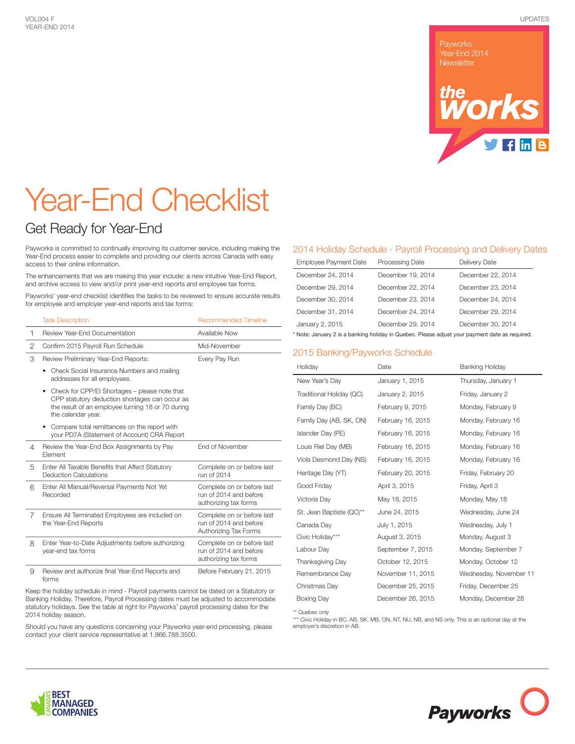VOL004 F
YEAR-END 2014

UPDATES

Payworks
Year-End 2014
Newsletter

the works

# Year-End Checklist

## Get Ready for Year-End

Payworks is committed to continually improving its customer service, including making the Year-End process easier to complete and providing our clients across Canada with easy access to their online information.

The enhancements that we are making this year include: a new intuitive Year-End Report, and archive access to view and/or print year-end reports and employee tax forms.

Payworks' year-end checklist identifies the tasks to be reviewed to ensure accurate results for employee and employer year-end reports and tax forms:

| | Task Description | Recommended Timeline |
|---|---|---|
| 1 | Review Year-End Documentation | Available Now |
| 2 | Confirm 2015 Payroll Run Schedule | Mid-November |
| 3 | Review Preliminary Year-End Reports:<br>• Check Social Insurance Numbers and mailing addresses for all employees.<br>• Check for CPP/EI Shortages – please note that CPP statutory deduction shortages can occur as the result of an employee turning 18 or 70 during the calendar year.<br>• Compare total remittances on the report with your PD7A (Statement of Account) CRA Report | Every Pay Run |
| 4 | Review the Year-End Box Assignments by Pay Element | End of November |
| 5 | Enter All Taxable Benefits that Affect Statutory Deduction Calculations | Complete on or before last run of 2014 |
| 6 | Enter All Manual/Reversal Payments Not Yet Recorded | Complete on or before last run of 2014 and before authorizing tax forms |
| 7 | Ensure All Terminated Employees are included on the Year-End Reports | Complete on or before last run of 2014 and before Authorizing Tax Forms |
| 8 | Enter Year-to-Date Adjustments before authorizing year-end tax forms | Complete on or before last run of 2014 and before authorizing tax forms |
| 9 | Review and authorize final Year-End Reports and forms | Before February 21, 2015 |

Keep the holiday schedule in mind - Payroll payments cannot be dated on a Statutory or Banking Holiday. Therefore, Payroll Processing dates must be adjusted to accommodate statutory holidays. See the table at right for Payworks' payroll processing dates for the 2014 holiday season.

Should you have any questions concerning your Payworks year-end processing, please contact your client service representative at 1.866.788.3500.

## 2014 Holiday Schedule - Payroll Processing and Delivery Dates

| Employee Payment Date | Processing Date | Delivery Date |
|---|---|---|
| December 24, 2014 | December 19, 2014 | December 22, 2014 |
| December 29, 2014 | December 22, 2014 | December 23, 2014 |
| December 30, 2014 | December 23, 2014 | December 24, 2014 |
| December 31, 2014 | December 24, 2014 | December 29, 2014 |
| January 2, 2015 | December 29, 2014 | December 30, 2014 |

\* Note: January 2 is a banking holiday in Quebec. Please adjust your payment date as required.

## 2015 Banking/Payworks Schedule

| Holiday | Date | Banking Holiday |
|---|---|---|
| New Year's Day | January 1, 2015 | Thursday, January 1 |
| Traditional Holiday (QC) | January 2, 2015 | Friday, January 2 |
| Family Day (BC) | February 9, 2015 | Monday, February 9 |
| Family Day (AB, SK, ON) | February 16, 2015 | Monday, February 16 |
| Islander Day (PE) | February 16, 2015 | Monday, February 16 |
| Louis Riel Day (MB) | February 16, 2015 | Monday, February 16 |
| Viola Desmond Day (NS) | February 16, 2015 | Monday, February 16 |
| Heritage Day (YT) | February 20, 2015 | Friday, February 20 |
| Good Friday | April 3, 2015 | Friday, April 3 |
| Victoria Day | May 18, 2015 | Monday, May 18 |
| St. Jean Baptiste (QC)** | June 24, 2015 | Wednesday, June 24 |
| Canada Day | July 1, 2015 | Wednesday, July 1 |
| Civic Holiday*** | August 3, 2015 | Monday, August 3 |
| Labour Day | September 7, 2015 | Monday, September 7 |
| Thanksgiving Day | October 12, 2015 | Monday, October 12 |
| Remembrance Day | November 11, 2015 | Wednesday, November 11 |
| Christmas Day | December 25, 2015 | Friday, December 25 |
| Boxing Day | December 26, 2015 | Monday, December 28 |

** Quebec only
*** Civic Holiday in BC, AB, SK, MB, ON, NT, NU, NB, and NS only. This is an optional day at the employer's discretion in AB.

CANADA'S BEST MANAGED COMPANIES

Payworks